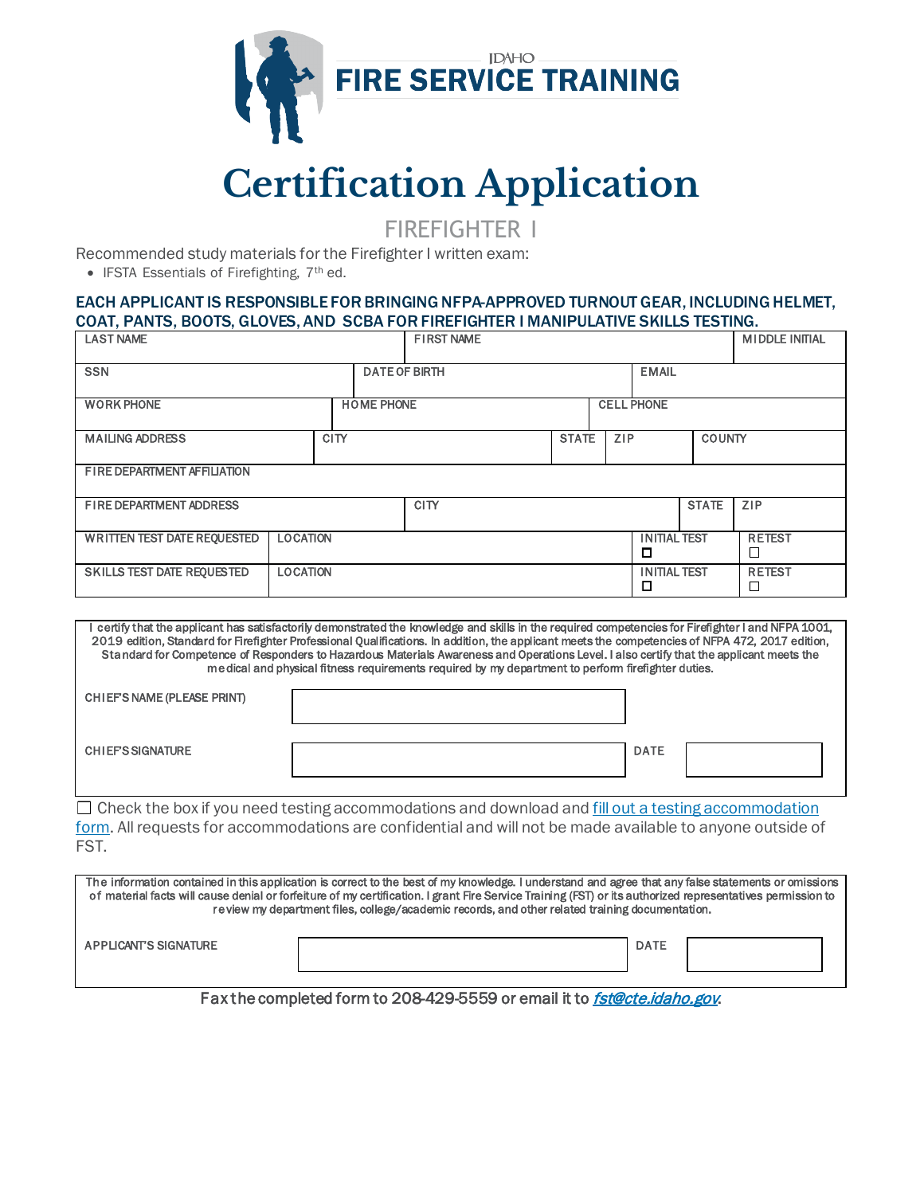IDAHO
**FIRE SERVICE TRAINING**

# Certification Application

## FIREFIGHTER I

Recommended study materials for the Firefighter I written exam:

- IFSTA Essentials of Firefighting, 7th ed.

**EACH APPLICANT IS RESPONSIBLE FOR BRINGING NFPA-APPROVED TURNOUT GEAR, INCLUDING HELMET, COAT, PANTS, BOOTS, GLOVES, AND SCBA FOR FIREFIGHTER I MANIPULATIVE SKILLS TESTING.**

| LAST NAME | | FIRST NAME | | MIDDLE INITIAL |
|---|---|---|---|---|
| SSN | DATE OF BIRTH | | EMAIL | |
| WORK PHONE | HOME PHONE | | CELL PHONE | |
| MAILING ADDRESS | CITY | STATE | ZIP | COUNTY |
| FIRE DEPARTMENT AFFILIATION | | | | |
| FIRE DEPARTMENT ADDRESS | | CITY | STATE | ZIP |
| WRITTEN TEST DATE REQUESTED | LOCATION | | INITIAL TEST ☐ | RETEST ☐ |
| SKILLS TEST DATE REQUESTED | LOCATION | | INITIAL TEST ☐ | RETEST ☐ |

I certify that the applicant has satisfactorily demonstrated the knowledge and skills in the required competencies for Firefighter I and NFPA 1001, 2019 edition, Standard for Firefighter Professional Qualifications. In addition, the applicant meets the competencies of NFPA 472, 2017 edition, Standard for Competence of Responders to Hazardous Materials Awareness and Operations Level. I also certify that the applicant meets the medical and physical fitness requirements required by my department to perform firefighter duties.

| CHIEF'S NAME (PLEASE PRINT) | | | |
|---|---|---|---|
| CHIEF'S SIGNATURE | | DATE | |

☐ Check the box if you need testing accommodations and download and fill out a testing accommodation form. All requests for accommodations are confidential and will not be made available to anyone outside of FST.

The information contained in this application is correct to the best of my knowledge. I understand and agree that any false statements or omissions of material facts will cause denial or forfeiture of my certification. I grant Fire Service Training (FST) or its authorized representatives permission to review my department files, college/academic records, and other related training documentation.

| APPLICANT'S SIGNATURE | | DATE | |
|---|---|---|---|

Fax the completed form to 208-429-5559 or email it to *fst@cte.idaho.gov*.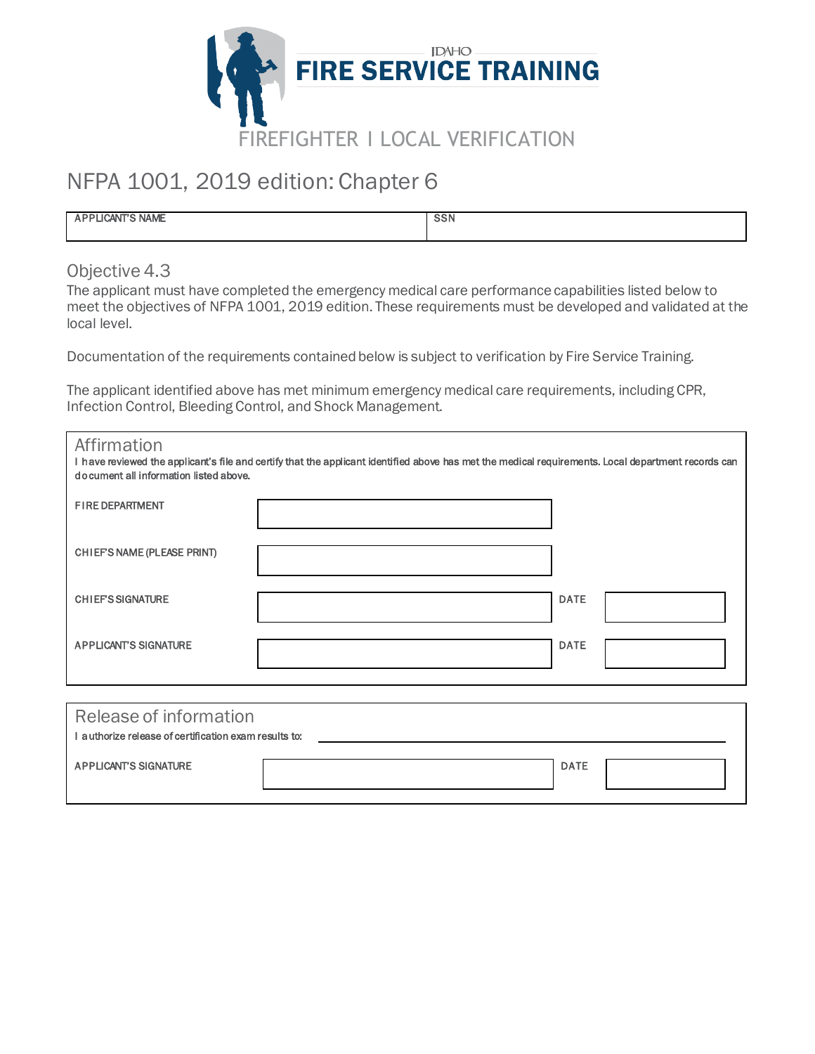IDAHO

# FIRE SERVICE TRAINING

FIREFIGHTER I LOCAL VERIFICATION

## NFPA 1001, 2019 edition: Chapter 6

| APPLICANT'S NAME | SSN |
|---|---|
| | |

### Objective 4.3

The applicant must have completed the emergency medical care performance capabilities listed below to meet the objectives of NFPA 1001, 2019 edition. These requirements must be developed and validated at the local level.

Documentation of the requirements contained below is subject to verification by Fire Service Training.

The applicant identified above has met minimum emergency medical care requirements, including CPR, Infection Control, Bleeding Control, and Shock Management.

### Affirmation

I have reviewed the applicant's file and certify that the applicant identified above has met the medical requirements. Local department records can document all information listed above.

| | | | |
|---|---|---|---|
| FIRE DEPARTMENT | | | |
| CHIEF'S NAME (PLEASE PRINT) | | | |
| CHIEF'S SIGNATURE | | DATE | |
| APPLICANT'S SIGNATURE | | DATE | |

### Release of information

I authorize release of certification exam results to: ______________________________

| | | | |
|---|---|---|---|
| APPLICANT'S SIGNATURE | | DATE | |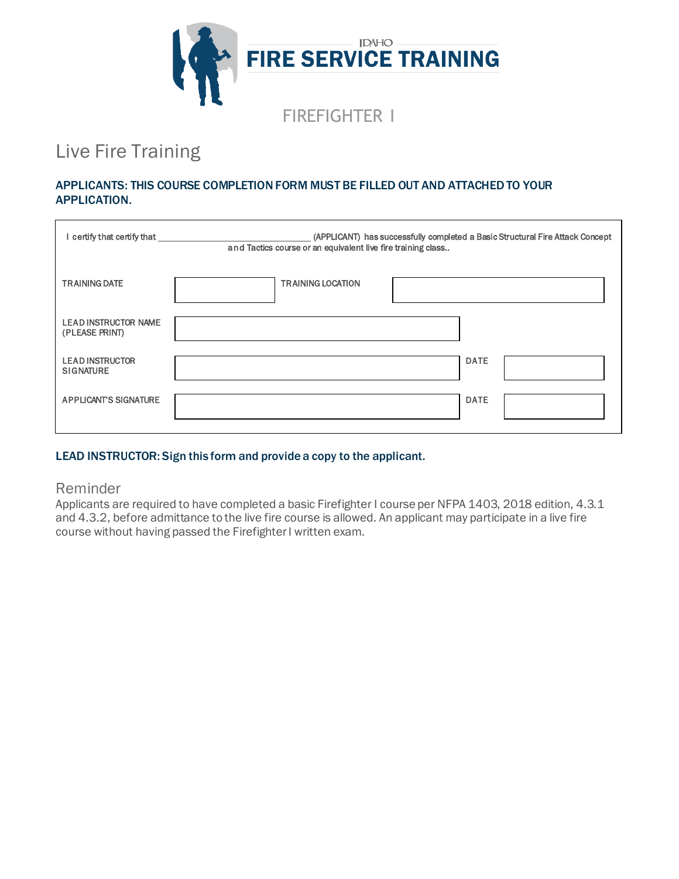IDAHO
# FIRE SERVICE TRAINING

FIREFIGHTER I

## Live Fire Training

**APPLICANTS: THIS COURSE COMPLETION FORM MUST BE FILLED OUT AND ATTACHED TO YOUR APPLICATION.**

I certify that certify that ______________________________ (APPLICANT) has successfully completed a Basic Structural Fire Attack Concept and Tactics course or an equivalent live fire training class..

| | | | |
|---|---|---|---|
| TRAINING DATE | | TRAINING LOCATION | |
| LEAD INSTRUCTOR NAME (PLEASE PRINT) | | | |
| LEAD INSTRUCTOR SIGNATURE | | DATE | |
| APPLICANT'S SIGNATURE | | DATE | |

**LEAD INSTRUCTOR: Sign this form and provide a copy to the applicant.**

### Reminder

Applicants are required to have completed a basic Firefighter I course per NFPA 1403, 2018 edition, 4.3.1 and 4.3.2, before admittance to the live fire course is allowed. An applicant may participate in a live fire course without having passed the Firefighter I written exam.